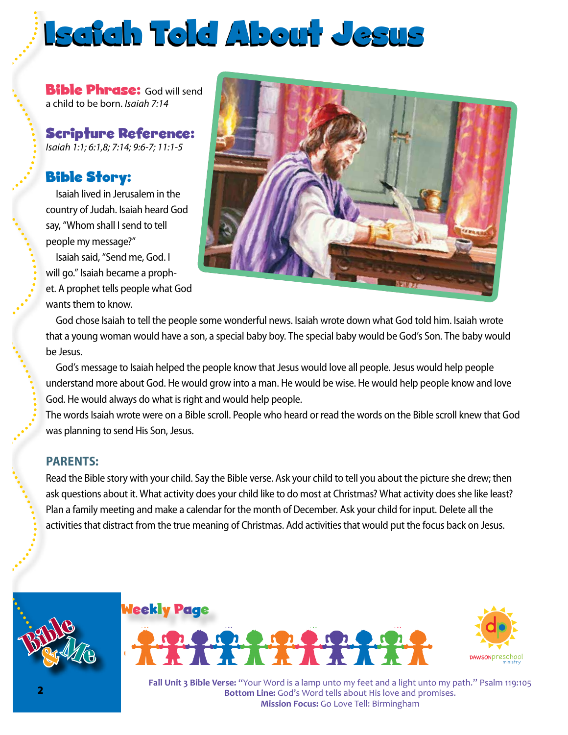# Isaiah Told About Jesus

**Bible Phrase:** God will send a child to be born. *Isaiah 7:14*

**Scripture Reference:** *Isaiah 1:1; 6:1,8; 7:14; 9:6-7; 11:1-5*

## Bible Story:

Isaiah lived in Jerusalem in the country of Judah. Isaiah heard God say, "Whom shall I send to tell people my message?"

Isaiah said, "Send me, God. I will go." Isaiah became a prophet. A prophet tells people what God wants them to know.

God chose Isaiah to tell the people some wonderful news. Isaiah wrote down what God told him. Isaiah wrote that a young woman would have a son, a special baby boy. The special baby would be God's Son. The baby would be Jesus.

God's message to Isaiah helped the people know that Jesus would love all people. Jesus would help people understand more about God. He would grow into a man. He would be wise. He would help people know and love God. He would always do what is right and would help people.

The words Isaiah wrote were on a Bible scroll. People who heard or read the words on the Bible scroll knew that God was planning to send His Son, Jesus.

## PARENTS:

Read the Bible story with your child. Say the Bible verse. Ask your child to tell you about the picture she drew; then ask questions about it. What activity does your child like to do most at Christmas? What activity does she like least? Plan a family meeting and make a calendar for the month of December. Ask your child for input. Delete all the activities that distract from the true meaning of Christmas. Add activities that would put the focus back on Jesus.

Bible & Me

Weekly Page

DAWSON preschool ministry

**Fall Unit 3 Bible Verse:** "Your Word is a lamp unto my feet and a light unto my path." Psalm 119:105
**Bottom Line:** God's Word tells about His love and promises.
**Mission Focus:** Go Love Tell: Birmingham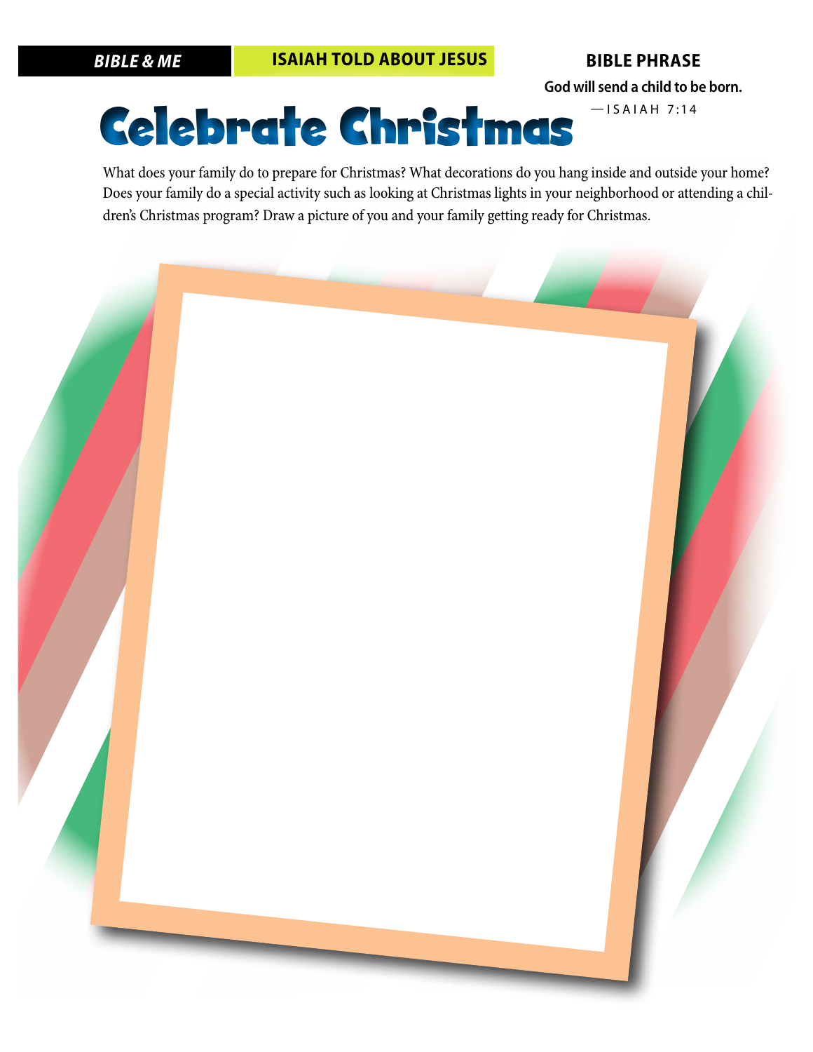**BIBLE & ME** | **ISAIAH TOLD ABOUT JESUS**

**BIBLE PHRASE**

**God will send a child to be born.**

—ISAIAH 7:14

# Celebrate Christmas

What does your family do to prepare for Christmas? What decorations do you hang inside and outside your home? Does your family do a special activity such as looking at Christmas lights in your neighborhood or attending a children's Christmas program? Draw a picture of you and your family getting ready for Christmas.